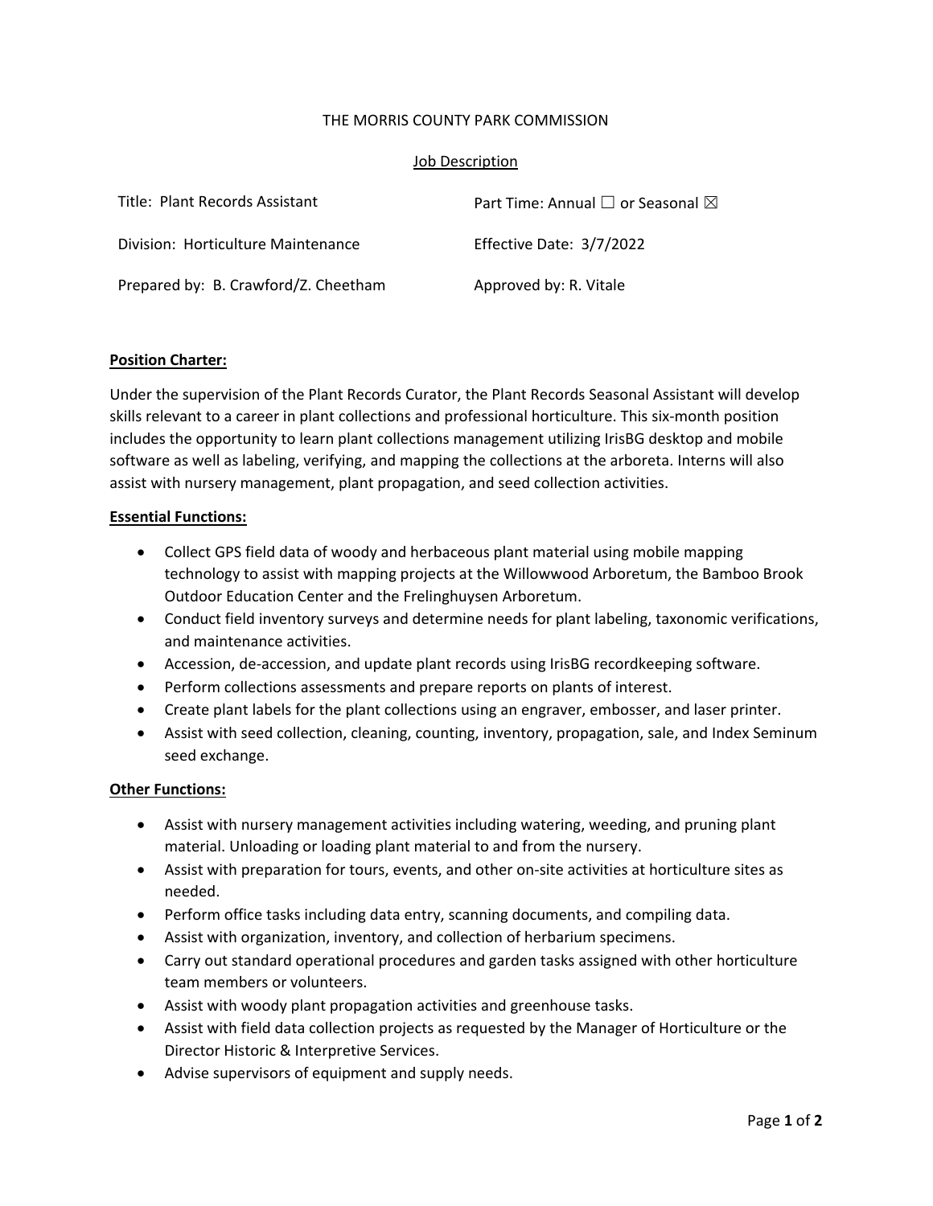THE MORRIS COUNTY PARK COMMISSION

Job Description

| Title: Plant Records Assistant | Part Time: Annual ☐ or Seasonal ☒ |
| --- | --- |
| Division: Horticulture Maintenance | Effective Date: 3/7/2022 |
| Prepared by: B. Crawford/Z. Cheetham | Approved by: R. Vitale |

**Position Charter:**

Under the supervision of the Plant Records Curator, the Plant Records Seasonal Assistant will develop skills relevant to a career in plant collections and professional horticulture. This six-month position includes the opportunity to learn plant collections management utilizing IrisBG desktop and mobile software as well as labeling, verifying, and mapping the collections at the arboreta. Interns will also assist with nursery management, plant propagation, and seed collection activities.

**Essential Functions:**

- Collect GPS field data of woody and herbaceous plant material using mobile mapping technology to assist with mapping projects at the Willowwood Arboretum, the Bamboo Brook Outdoor Education Center and the Frelinghuysen Arboretum.
- Conduct field inventory surveys and determine needs for plant labeling, taxonomic verifications, and maintenance activities.
- Accession, de-accession, and update plant records using IrisBG recordkeeping software.
- Perform collections assessments and prepare reports on plants of interest.
- Create plant labels for the plant collections using an engraver, embosser, and laser printer.
- Assist with seed collection, cleaning, counting, inventory, propagation, sale, and Index Seminum seed exchange.

**Other Functions:**

- Assist with nursery management activities including watering, weeding, and pruning plant material. Unloading or loading plant material to and from the nursery.
- Assist with preparation for tours, events, and other on-site activities at horticulture sites as needed.
- Perform office tasks including data entry, scanning documents, and compiling data.
- Assist with organization, inventory, and collection of herbarium specimens.
- Carry out standard operational procedures and garden tasks assigned with other horticulture team members or volunteers.
- Assist with woody plant propagation activities and greenhouse tasks.
- Assist with field data collection projects as requested by the Manager of Horticulture or the Director Historic & Interpretive Services.
- Advise supervisors of equipment and supply needs.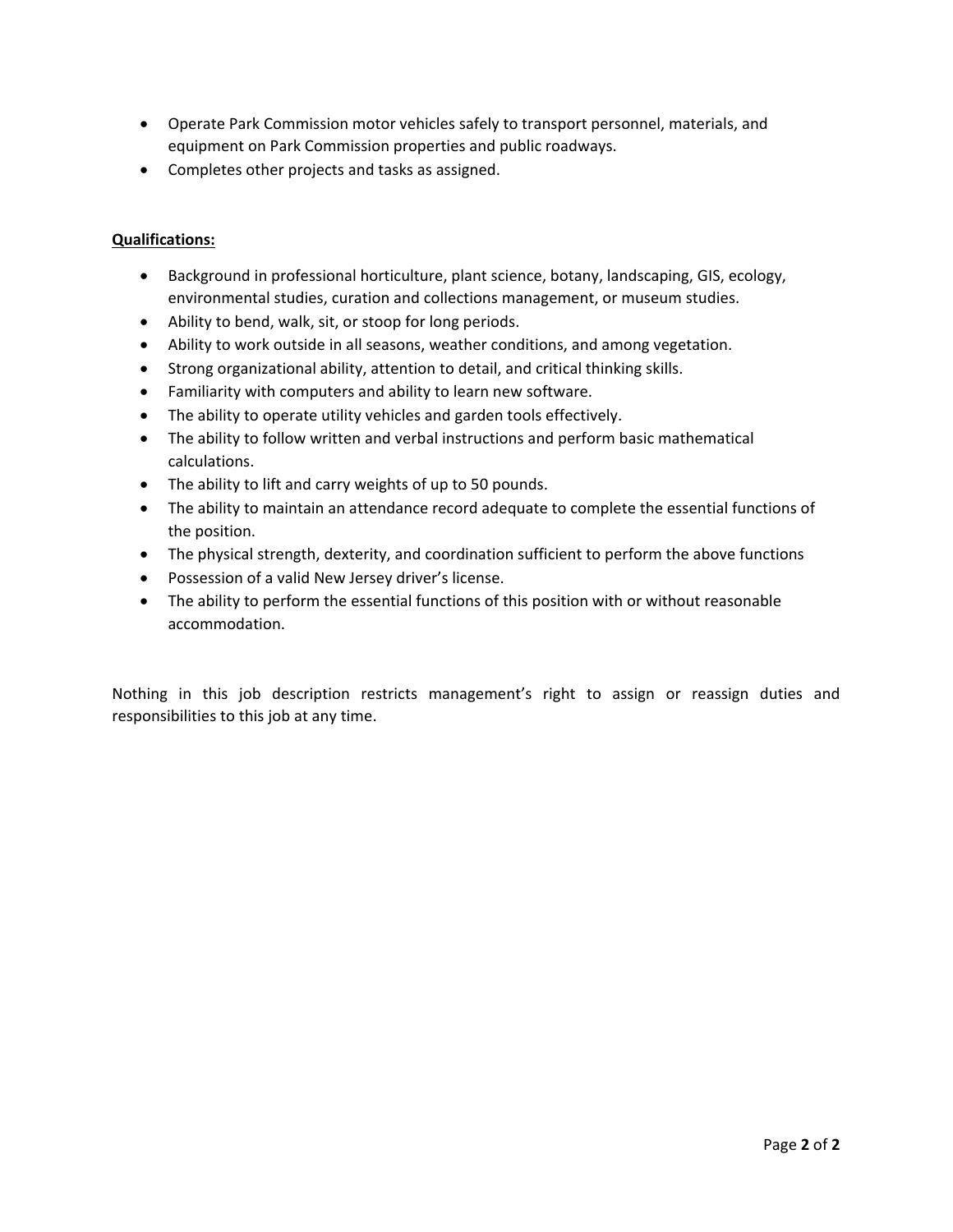- Operate Park Commission motor vehicles safely to transport personnel, materials, and equipment on Park Commission properties and public roadways.
- Completes other projects and tasks as assigned.

**Qualifications:**

- Background in professional horticulture, plant science, botany, landscaping, GIS, ecology, environmental studies, curation and collections management, or museum studies.
- Ability to bend, walk, sit, or stoop for long periods.
- Ability to work outside in all seasons, weather conditions, and among vegetation.
- Strong organizational ability, attention to detail, and critical thinking skills.
- Familiarity with computers and ability to learn new software.
- The ability to operate utility vehicles and garden tools effectively.
- The ability to follow written and verbal instructions and perform basic mathematical calculations.
- The ability to lift and carry weights of up to 50 pounds.
- The ability to maintain an attendance record adequate to complete the essential functions of the position.
- The physical strength, dexterity, and coordination sufficient to perform the above functions
- Possession of a valid New Jersey driver's license.
- The ability to perform the essential functions of this position with or without reasonable accommodation.

Nothing in this job description restricts management's right to assign or reassign duties and responsibilities to this job at any time.